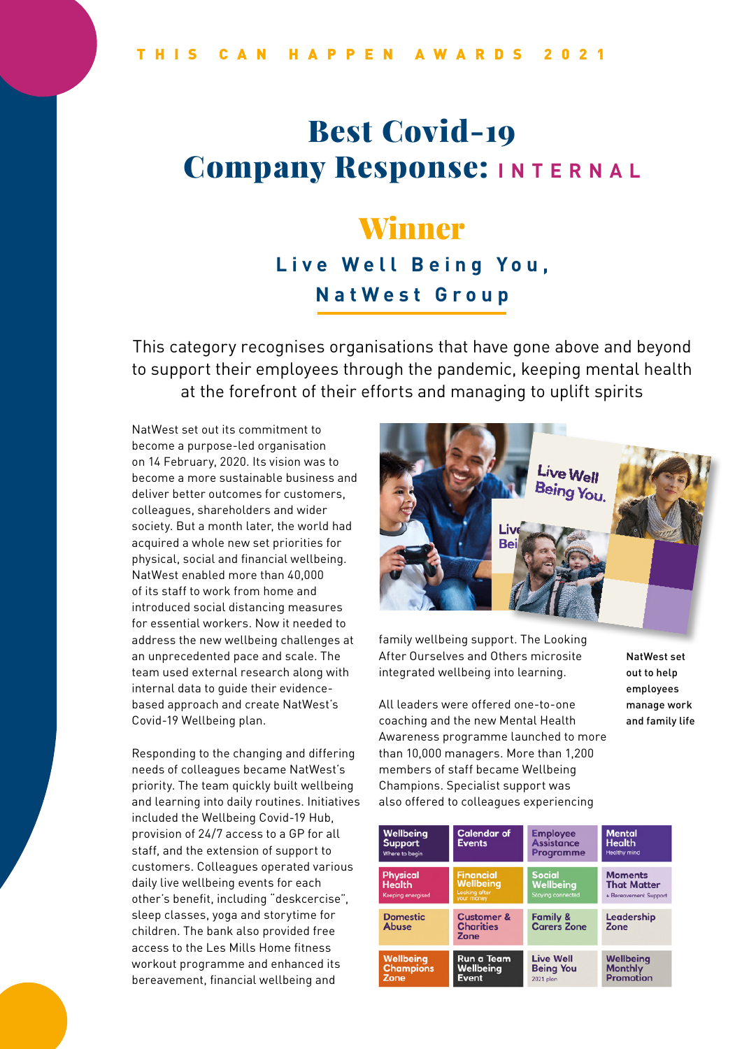THIS CAN HAPPEN AWARDS 2021

# Best Covid-19 Company Response: INTERNAL

## Winner

### Live Well Being You, NatWest Group

This category recognises organisations that have gone above and beyond to support their employees through the pandemic, keeping mental health at the forefront of their efforts and managing to uplift spirits

NatWest set out its commitment to become a purpose-led organisation on 14 February, 2020. Its vision was to become a more sustainable business and deliver better outcomes for customers, colleagues, shareholders and wider society. But a month later, the world had acquired a whole new set priorities for physical, social and financial wellbeing. NatWest enabled more than 40,000 of its staff to work from home and introduced social distancing measures for essential workers. Now it needed to address the new wellbeing challenges at an unprecedented pace and scale. The team used external research along with internal data to guide their evidence-based approach and create NatWest's Covid-19 Wellbeing plan.

Responding to the changing and differing needs of colleagues became NatWest's priority. The team quickly built wellbeing and learning into daily routines. Initiatives included the Wellbeing Covid-19 Hub, provision of 24/7 access to a GP for all staff, and the extension of support to customers. Colleagues operated various daily live wellbeing events for each other's benefit, including "deskcercise", sleep classes, yoga and storytime for children. The bank also provided free access to the Les Mills Home fitness workout programme and enhanced its bereavement, financial wellbeing and family wellbeing support. The Looking After Ourselves and Others microsite integrated wellbeing into learning.

All leaders were offered one-to-one coaching and the new Mental Health Awareness programme launched to more than 10,000 managers. More than 1,200 members of staff became Wellbeing Champions. Specialist support was also offered to colleagues experiencing

NatWest set out to help employees manage work and family life

| Wellbeing Support (Where to begin) | Calendar of Events | Employee Assistance Programme | Mental Health (Healthy mind) |
|---|---|---|---|
| Physical Health (Keeping energised) | Financial Wellbeing (Looking after your money) | Social Wellbeing (Staying connected) | Moments That Matter (+ Bereavement Support) |
| Domestic Abuse | Customer & Charities Zone | Family & Carers Zone | Leadership Zone |
| Wellbeing Champions Zone | Run a Team Wellbeing Event | Live Well Being You (2021 plan) | Wellbeing Monthly Promotion |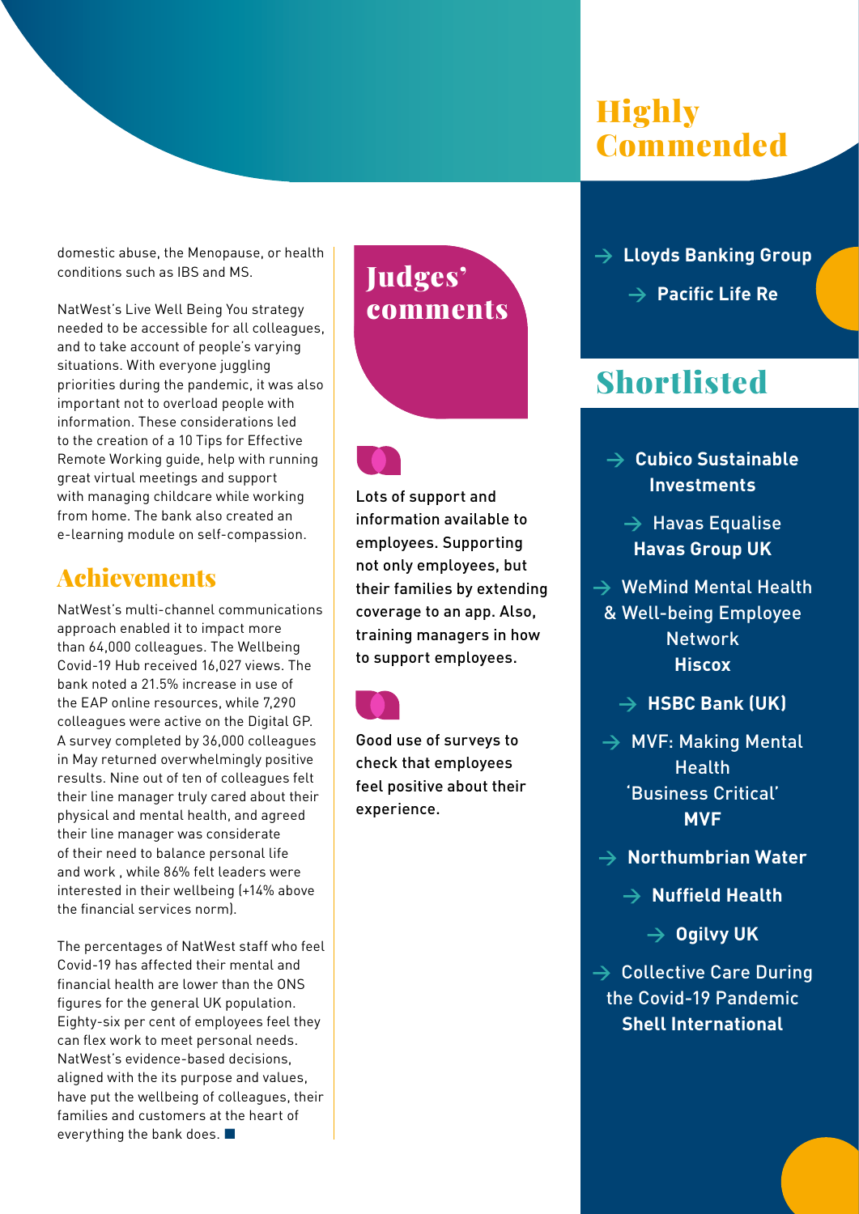domestic abuse, the Menopause, or health conditions such as IBS and MS.

NatWest's Live Well Being You strategy needed to be accessible for all colleagues, and to take account of people's varying situations. With everyone juggling priorities during the pandemic, it was also important not to overload people with information. These considerations led to the creation of a 10 Tips for Effective Remote Working guide, help with running great virtual meetings and support with managing childcare while working from home. The bank also created an e-learning module on self-compassion.

## Achievements

NatWest's multi-channel communications approach enabled it to impact more than 64,000 colleagues. The Wellbeing Covid-19 Hub received 16,027 views. The bank noted a 21.5% increase in use of the EAP online resources, while 7,290 colleagues were active on the Digital GP. A survey completed by 36,000 colleagues in May returned overwhelmingly positive results. Nine out of ten of colleagues felt their line manager truly cared about their physical and mental health, and agreed their line manager was considerate of their need to balance personal life and work , while 86% felt leaders were interested in their wellbeing (+14% above the financial services norm).

The percentages of NatWest staff who feel Covid-19 has affected their mental and financial health are lower than the ONS figures for the general UK population. Eighty-six per cent of employees feel they can flex work to meet personal needs. NatWest's evidence-based decisions, aligned with the its purpose and values, have put the wellbeing of colleagues, their families and customers at the heart of everything the bank does. ■

## Judges' comments

Lots of support and information available to employees. Supporting not only employees, but their families by extending coverage to an app. Also, training managers in how to support employees.

Good use of surveys to check that employees feel positive about their experience.

## Highly Commended

- **Lloyds Banking Group**
- **Pacific Life Re**

## Shortlisted

- **Cubico Sustainable Investments**
- Havas Equalise **Havas Group UK**
- WeMind Mental Health & Well-being Employee Network **Hiscox**
- **HSBC Bank (UK)**
- MVF: Making Mental Health 'Business Critical' **MVF**
- **Northumbrian Water**
- **Nuffield Health**
- **Ogilvy UK**
- Collective Care During the Covid-19 Pandemic **Shell International**